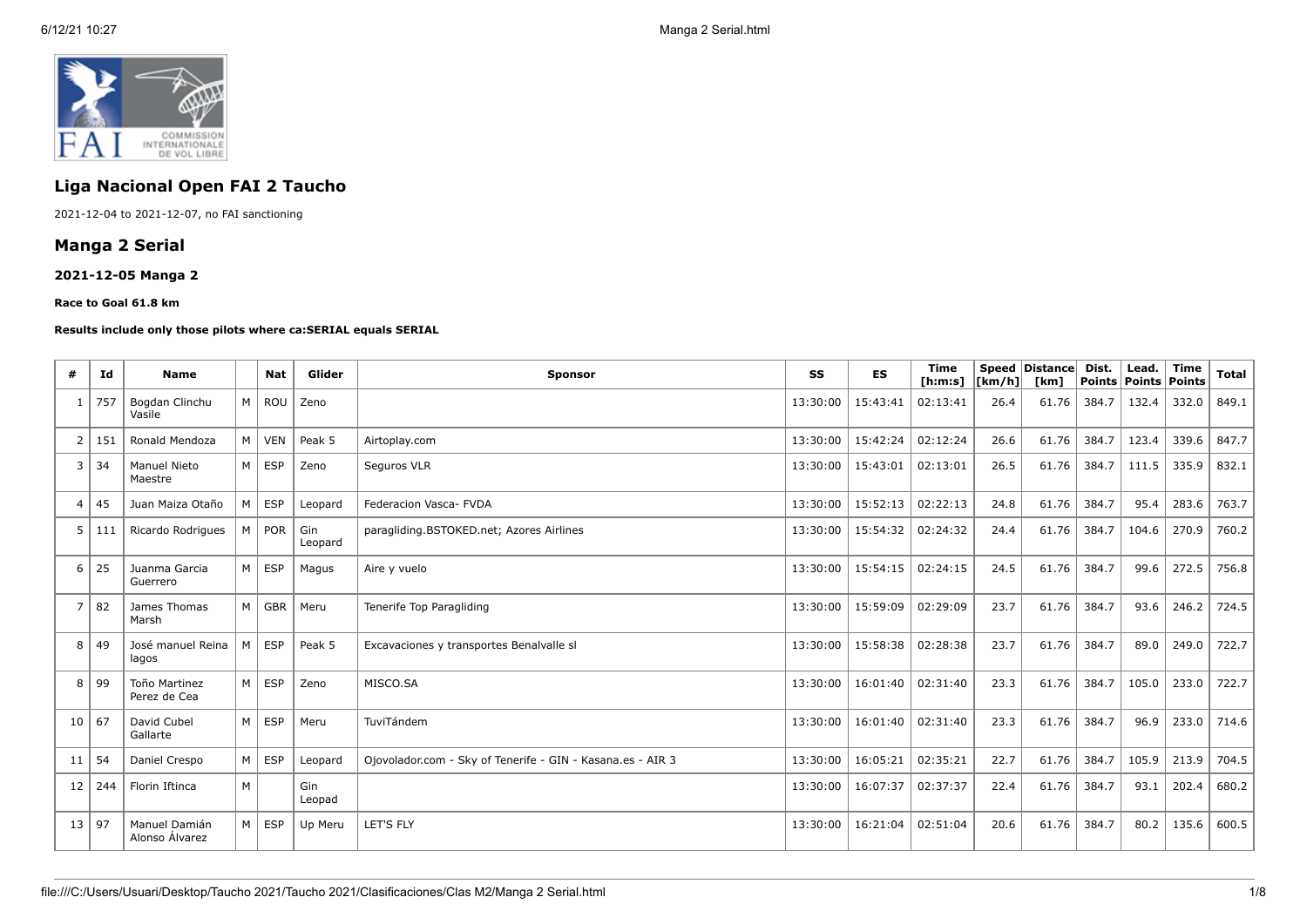# Liga Nacional Open FAI 2 Taucho

2021-12-04 to 2021-12-07, no FAI sanctioning

## Manga 2 Serial

### 2021-12-05 Manga 2

**Race to Goal 61.8 km**

**Results include only those pilots where ca:SERIAL equals SERIAL**

| # | Id | Name | | Nat | Glider | Sponsor | SS | ES | Time [h:m:s] | Speed [km/h] | Distance [km] | Dist. Points | Lead. Points | Time Points | Total |
|---|---|---|---|---|---|---|---|---|---|---|---|---|---|---|---|
| 1 | 757 | Bogdan Clinchu Vasile | M | ROU | Zeno | | 13:30:00 | 15:43:41 | 02:13:41 | 26.4 | 61.76 | 384.7 | 132.4 | 332.0 | 849.1 |
| 2 | 151 | Ronald Mendoza | M | VEN | Peak 5 | Airtoplay.com | 13:30:00 | 15:42:24 | 02:12:24 | 26.6 | 61.76 | 384.7 | 123.4 | 339.6 | 847.7 |
| 3 | 34 | Manuel Nieto Maestre | M | ESP | Zeno | Seguros VLR | 13:30:00 | 15:43:01 | 02:13:01 | 26.5 | 61.76 | 384.7 | 111.5 | 335.9 | 832.1 |
| 4 | 45 | Juan Maiza Otaño | M | ESP | Leopard | Federacion Vasca- FVDA | 13:30:00 | 15:52:13 | 02:22:13 | 24.8 | 61.76 | 384.7 | 95.4 | 283.6 | 763.7 |
| 5 | 111 | Ricardo Rodrigues | M | POR | Gin Leopard | paragliding.BSTOKED.net; Azores Airlines | 13:30:00 | 15:54:32 | 02:24:32 | 24.4 | 61.76 | 384.7 | 104.6 | 270.9 | 760.2 |
| 6 | 25 | Juanma Garcia Guerrero | M | ESP | Magus | Aire y vuelo | 13:30:00 | 15:54:15 | 02:24:15 | 24.5 | 61.76 | 384.7 | 99.6 | 272.5 | 756.8 |
| 7 | 82 | James Thomas Marsh | M | GBR | Meru | Tenerife Top Paragliding | 13:30:00 | 15:59:09 | 02:29:09 | 23.7 | 61.76 | 384.7 | 93.6 | 246.2 | 724.5 |
| 8 | 49 | José manuel Reina lagos | M | ESP | Peak 5 | Excavaciones y transportes Benalvalle sl | 13:30:00 | 15:58:38 | 02:28:38 | 23.7 | 61.76 | 384.7 | 89.0 | 249.0 | 722.7 |
| 8 | 99 | Toño Martinez Perez de Cea | M | ESP | Zeno | MISCO.SA | 13:30:00 | 16:01:40 | 02:31:40 | 23.3 | 61.76 | 384.7 | 105.0 | 233.0 | 722.7 |
| 10 | 67 | David Cubel Gallarte | M | ESP | Meru | TuviTándem | 13:30:00 | 16:01:40 | 02:31:40 | 23.3 | 61.76 | 384.7 | 96.9 | 233.0 | 714.6 |
| 11 | 54 | Daniel Crespo | M | ESP | Leopard | Ojovolador.com - Sky of Tenerife - GIN - Kasana.es - AIR 3 | 13:30:00 | 16:05:21 | 02:35:21 | 22.7 | 61.76 | 384.7 | 105.9 | 213.9 | 704.5 |
| 12 | 244 | Florin Iftinca | M | | Gin Leopad | | 13:30:00 | 16:07:37 | 02:37:37 | 22.4 | 61.76 | 384.7 | 93.1 | 202.4 | 680.2 |
| 13 | 97 | Manuel Damián Alonso Álvarez | M | ESP | Up Meru | LET'S FLY | 13:30:00 | 16:21:04 | 02:51:04 | 20.6 | 61.76 | 384.7 | 80.2 | 135.6 | 600.5 |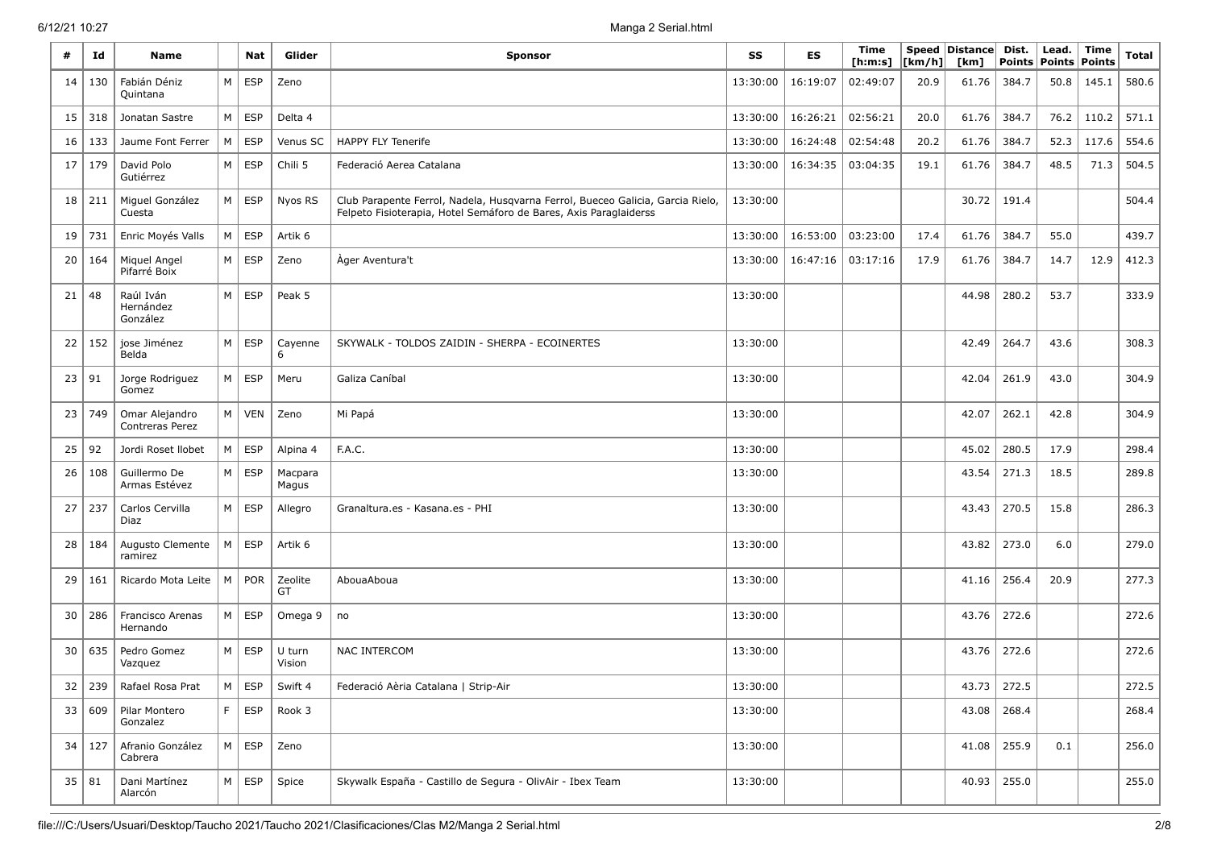| # | Id | Name | | Nat | Glider | Sponsor | SS | ES | Time [h:m:s] | Speed [km/h] | Distance [km] | Dist. Points | Lead. Points | Time Points | Total |
|---|---|---|---|---|---|---|---|---|---|---|---|---|---|---|---|
| 14 | 130 | Fabián Déniz Quintana | M | ESP | Zeno | | 13:30:00 | 16:19:07 | 02:49:07 | 20.9 | 61.76 | 384.7 | 50.8 | 145.1 | 580.6 |
| 15 | 318 | Jonatan Sastre | M | ESP | Delta 4 | | 13:30:00 | 16:26:21 | 02:56:21 | 20.0 | 61.76 | 384.7 | 76.2 | 110.2 | 571.1 |
| 16 | 133 | Jaume Font Ferrer | M | ESP | Venus SC | HAPPY FLY Tenerife | 13:30:00 | 16:24:48 | 02:54:48 | 20.2 | 61.76 | 384.7 | 52.3 | 117.6 | 554.6 |
| 17 | 179 | David Polo Gutiérrez | M | ESP | Chili 5 | Federació Aerea Catalana | 13:30:00 | 16:34:35 | 03:04:35 | 19.1 | 61.76 | 384.7 | 48.5 | 71.3 | 504.5 |
| 18 | 211 | Miguel González Cuesta | M | ESP | Nyos RS | Club Parapente Ferrol, Nadela, Husqvarna Ferrol, Bueceo Galicia, Garcia Rielo, Felpeto Fisioterapia, Hotel Semáforo de Bares, Axis Paraglaiderss | 13:30:00 | | | | 30.72 | 191.4 | | | 504.4 |
| 19 | 731 | Enric Moyés Valls | M | ESP | Artik 6 | | 13:30:00 | 16:53:00 | 03:23:00 | 17.4 | 61.76 | 384.7 | 55.0 | | 439.7 |
| 20 | 164 | Miquel Angel Pifarré Boix | M | ESP | Zeno | Àger Aventura't | 13:30:00 | 16:47:16 | 03:17:16 | 17.9 | 61.76 | 384.7 | 14.7 | 12.9 | 412.3 |
| 21 | 48 | Raúl Iván Hernández González | M | ESP | Peak 5 | | 13:30:00 | | | | 44.98 | 280.2 | 53.7 | | 333.9 |
| 22 | 152 | jose Jiménez Belda | M | ESP | Cayenne 6 | SKYWALK - TOLDOS ZAIDIN - SHERPA - ECOINERTES | 13:30:00 | | | | 42.49 | 264.7 | 43.6 | | 308.3 |
| 23 | 91 | Jorge Rodriguez Gomez | M | ESP | Meru | Galiza Caníbal | 13:30:00 | | | | 42.04 | 261.9 | 43.0 | | 304.9 |
| 23 | 749 | Omar Alejandro Contreras Perez | M | VEN | Zeno | Mi Papá | 13:30:00 | | | | 42.07 | 262.1 | 42.8 | | 304.9 |
| 25 | 92 | Jordi Roset llobet | M | ESP | Alpina 4 | F.A.C. | 13:30:00 | | | | 45.02 | 280.5 | 17.9 | | 298.4 |
| 26 | 108 | Guillermo De Armas Estévez | M | ESP | Macpara Magus | | 13:30:00 | | | | 43.54 | 271.3 | 18.5 | | 289.8 |
| 27 | 237 | Carlos Cervilla Diaz | M | ESP | Allegro | Granaltura.es - Kasana.es - PHI | 13:30:00 | | | | 43.43 | 270.5 | 15.8 | | 286.3 |
| 28 | 184 | Augusto Clemente ramirez | M | ESP | Artik 6 | | 13:30:00 | | | | 43.82 | 273.0 | 6.0 | | 279.0 |
| 29 | 161 | Ricardo Mota Leite | M | POR | Zeolite GT | AbouaAboua | 13:30:00 | | | | 41.16 | 256.4 | 20.9 | | 277.3 |
| 30 | 286 | Francisco Arenas Hernando | M | ESP | Omega 9 | no | 13:30:00 | | | | 43.76 | 272.6 | | | 272.6 |
| 30 | 635 | Pedro Gomez Vazquez | M | ESP | U turn Vision | NAC INTERCOM | 13:30:00 | | | | 43.76 | 272.6 | | | 272.6 |
| 32 | 239 | Rafael Rosa Prat | M | ESP | Swift 4 | Federació Aèria Catalana \| Strip-Air | 13:30:00 | | | | 43.73 | 272.5 | | | 272.5 |
| 33 | 609 | Pilar Montero Gonzalez | F | ESP | Rook 3 | | 13:30:00 | | | | 43.08 | 268.4 | | | 268.4 |
| 34 | 127 | Afranio González Cabrera | M | ESP | Zeno | | 13:30:00 | | | | 41.08 | 255.9 | 0.1 | | 256.0 |
| 35 | 81 | Dani Martínez Alarcón | M | ESP | Spice | Skywalk España - Castillo de Segura - OlivAir - Ibex Team | 13:30:00 | | | | 40.93 | 255.0 | | | 255.0 |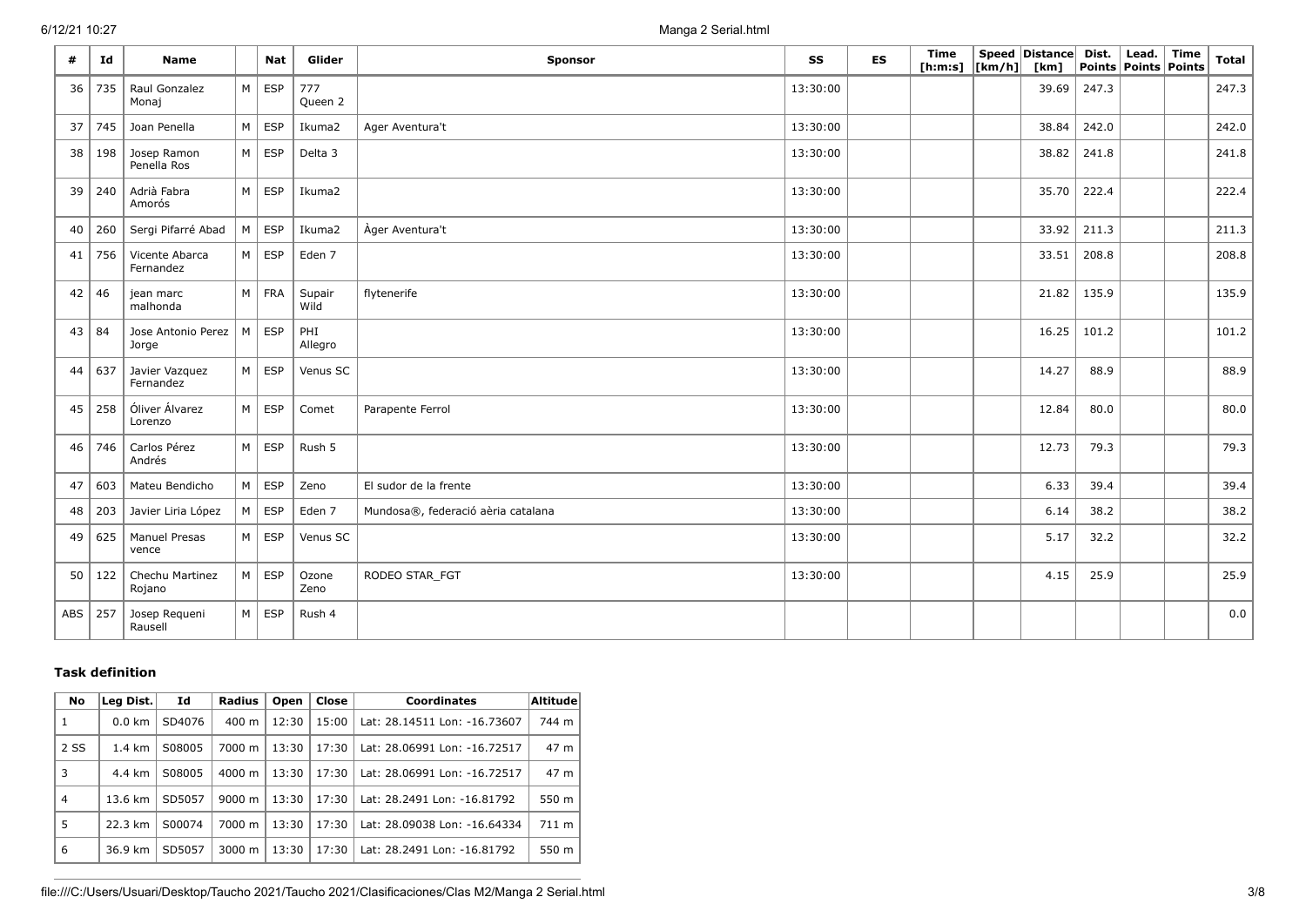| # | Id | Name | | Nat | Glider | Sponsor | SS | ES | Time [h:m:s] | Speed [km/h] | Distance [km] | Dist. Points | Lead. Points | Time Points | Total |
|---|---|---|---|---|---|---|---|---|---|---|---|---|---|---|---|
| 36 | 735 | Raul Gonzalez Monaj | M | ESP | 777 Queen 2 | | 13:30:00 | | | | 39.69 | 247.3 | | | 247.3 |
| 37 | 745 | Joan Penella | M | ESP | Ikuma2 | Ager Aventura't | 13:30:00 | | | | 38.84 | 242.0 | | | 242.0 |
| 38 | 198 | Josep Ramon Penella Ros | M | ESP | Delta 3 | | 13:30:00 | | | | 38.82 | 241.8 | | | 241.8 |
| 39 | 240 | Adrià Fabra Amorós | M | ESP | Ikuma2 | | 13:30:00 | | | | 35.70 | 222.4 | | | 222.4 |
| 40 | 260 | Sergi Pifarré Abad | M | ESP | Ikuma2 | Àger Aventura't | 13:30:00 | | | | 33.92 | 211.3 | | | 211.3 |
| 41 | 756 | Vicente Abarca Fernandez | M | ESP | Eden 7 | | 13:30:00 | | | | 33.51 | 208.8 | | | 208.8 |
| 42 | 46 | jean marc malhonda | M | FRA | Supair Wild | flytenerife | 13:30:00 | | | | 21.82 | 135.9 | | | 135.9 |
| 43 | 84 | Jose Antonio Perez Jorge | M | ESP | PHI Allegro | | 13:30:00 | | | | 16.25 | 101.2 | | | 101.2 |
| 44 | 637 | Javier Vazquez Fernandez | M | ESP | Venus SC | | 13:30:00 | | | | 14.27 | 88.9 | | | 88.9 |
| 45 | 258 | Óliver Álvarez Lorenzo | M | ESP | Comet | Parapente Ferrol | 13:30:00 | | | | 12.84 | 80.0 | | | 80.0 |
| 46 | 746 | Carlos Pérez Andrés | M | ESP | Rush 5 | | 13:30:00 | | | | 12.73 | 79.3 | | | 79.3 |
| 47 | 603 | Mateu Bendicho | M | ESP | Zeno | El sudor de la frente | 13:30:00 | | | | 6.33 | 39.4 | | | 39.4 |
| 48 | 203 | Javier Liria López | M | ESP | Eden 7 | Mundosa®, federació aèria catalana | 13:30:00 | | | | 6.14 | 38.2 | | | 38.2 |
| 49 | 625 | Manuel Presas vence | M | ESP | Venus SC | | 13:30:00 | | | | 5.17 | 32.2 | | | 32.2 |
| 50 | 122 | Chechu Martinez Rojano | M | ESP | Ozone Zeno | RODEO STAR_FGT | 13:30:00 | | | | 4.15 | 25.9 | | | 25.9 |
| ABS | 257 | Josep Requeni Rausell | M | ESP | Rush 4 | | | | | | | | | | 0.0 |

### Task definition

| No | Leg Dist. | Id | Radius | Open | Close | Coordinates | Altitude |
|---|---|---|---|---|---|---|---|
| 1 | 0.0 km | SD4076 | 400 m | 12:30 | 15:00 | Lat: 28.14511 Lon: -16.73607 | 744 m |
| 2 SS | 1.4 km | S08005 | 7000 m | 13:30 | 17:30 | Lat: 28.06991 Lon: -16.72517 | 47 m |
| 3 | 4.4 km | S08005 | 4000 m | 13:30 | 17:30 | Lat: 28.06991 Lon: -16.72517 | 47 m |
| 4 | 13.6 km | SD5057 | 9000 m | 13:30 | 17:30 | Lat: 28.2491 Lon: -16.81792 | 550 m |
| 5 | 22.3 km | S00074 | 7000 m | 13:30 | 17:30 | Lat: 28.09038 Lon: -16.64334 | 711 m |
| 6 | 36.9 km | SD5057 | 3000 m | 13:30 | 17:30 | Lat: 28.2491 Lon: -16.81792 | 550 m |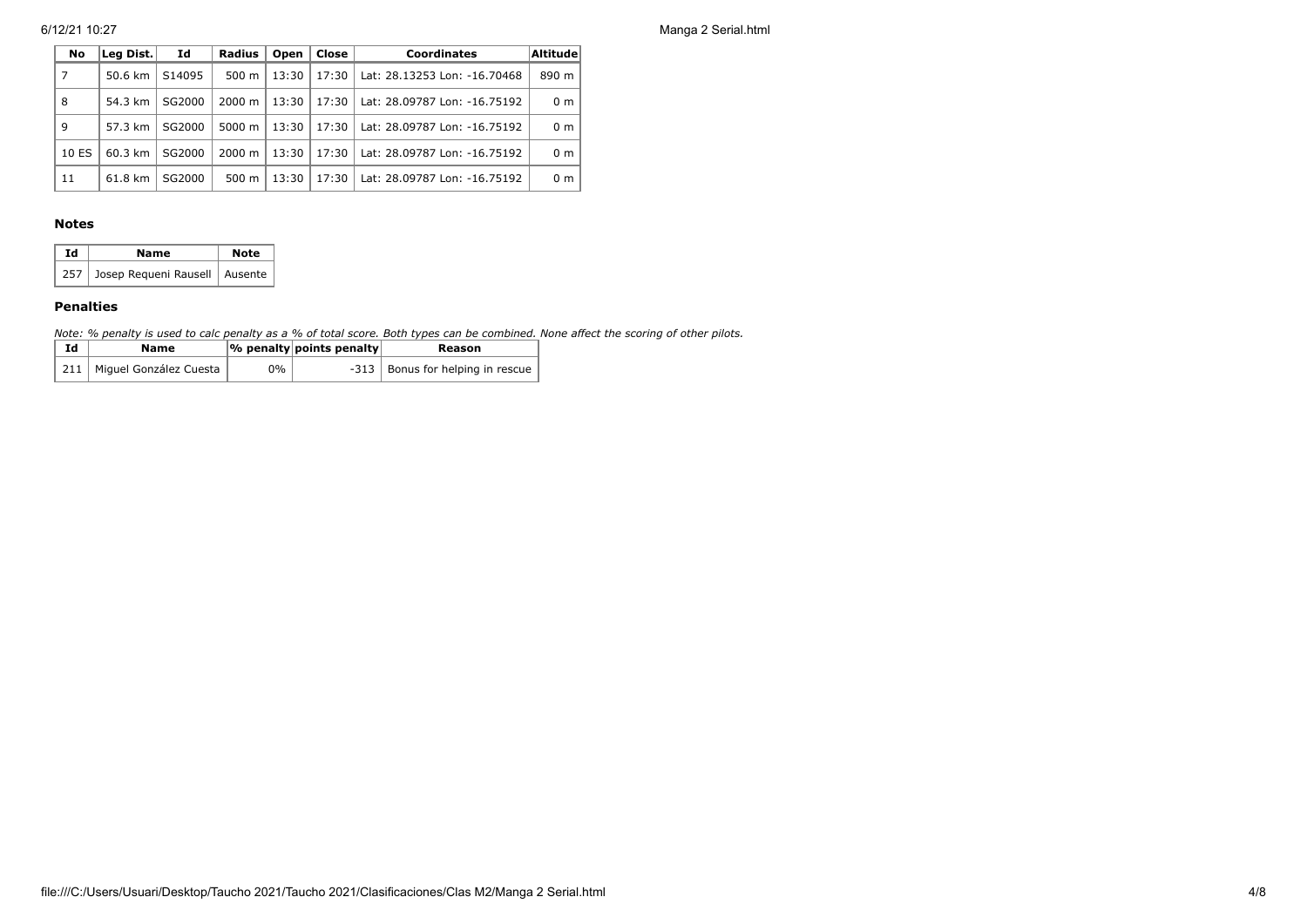| No | Leg Dist. | Id | Radius | Open | Close | Coordinates | Altitude |
|---|---|---|---|---|---|---|---|
| 7 | 50.6 km | S14095 | 500 m | 13:30 | 17:30 | Lat: 28.13253 Lon: -16.70468 | 890 m |
| 8 | 54.3 km | SG2000 | 2000 m | 13:30 | 17:30 | Lat: 28.09787 Lon: -16.75192 | 0 m |
| 9 | 57.3 km | SG2000 | 5000 m | 13:30 | 17:30 | Lat: 28.09787 Lon: -16.75192 | 0 m |
| 10 ES | 60.3 km | SG2000 | 2000 m | 13:30 | 17:30 | Lat: 28.09787 Lon: -16.75192 | 0 m |
| 11 | 61.8 km | SG2000 | 500 m | 13:30 | 17:30 | Lat: 28.09787 Lon: -16.75192 | 0 m |

### Notes

| Id | Name | Note |
|---|---|---|
| 257 | Josep Requeni Rausell | Ausente |

### Penalties

*Note: % penalty is used to calc penalty as a % of total score. Both types can be combined. None affect the scoring of other pilots.*

| Id | Name | % penalty | points penalty | Reason |
|---|---|---|---|---|
| 211 | Miguel González Cuesta | 0% | -313 | Bonus for helping in rescue |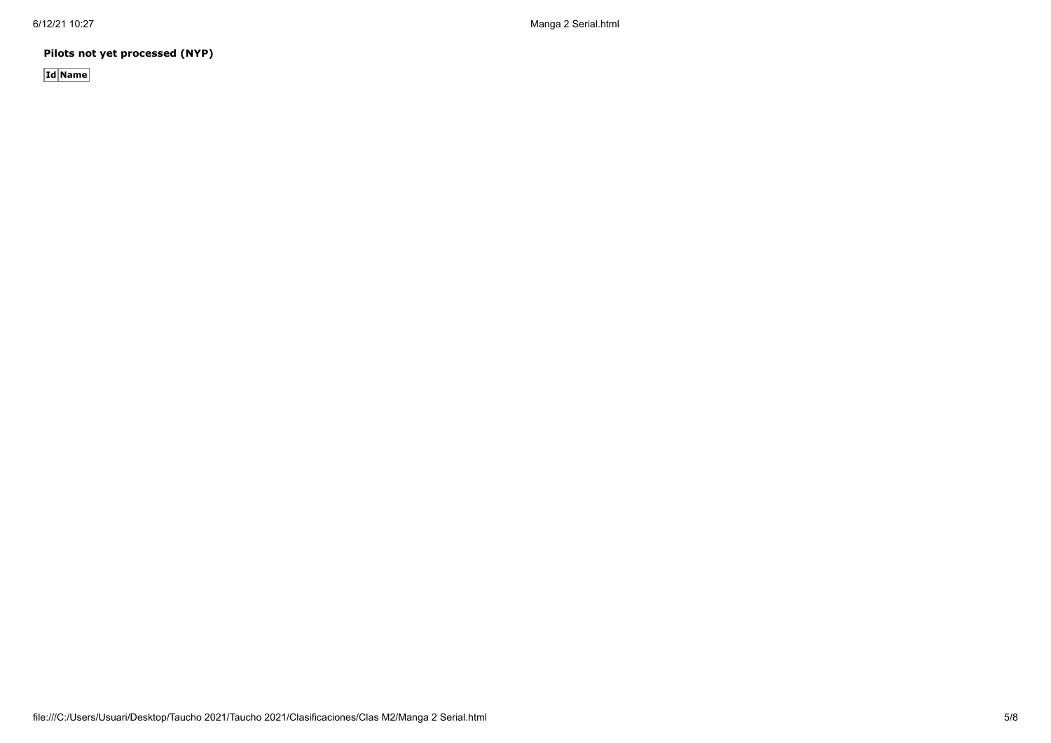**Pilots not yet processed (NYP)**

| Id | Name |
| --- | --- |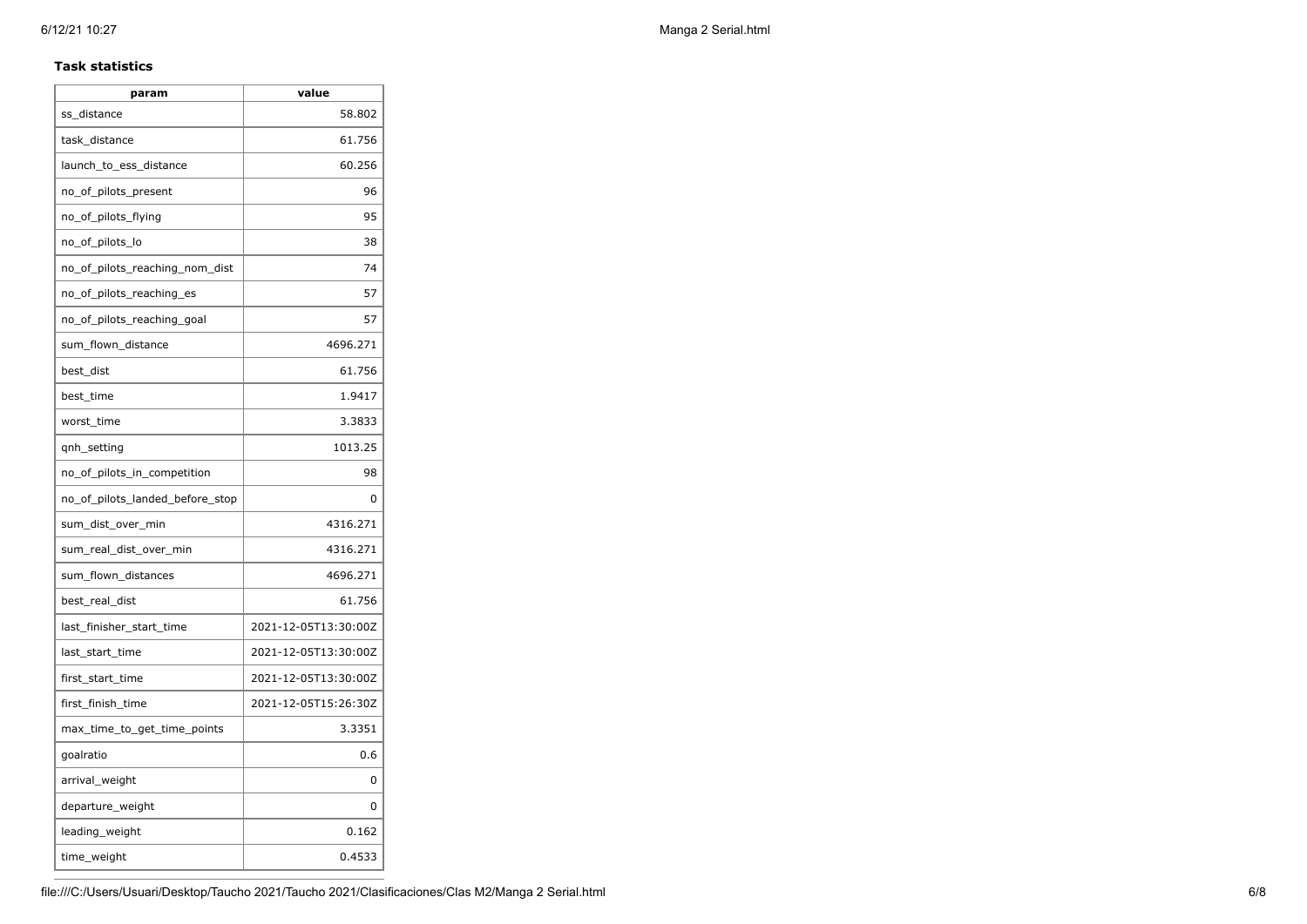**Task statistics**

| param | value |
| --- | --- |
| ss_distance | 58.802 |
| task_distance | 61.756 |
| launch_to_ess_distance | 60.256 |
| no_of_pilots_present | 96 |
| no_of_pilots_flying | 95 |
| no_of_pilots_lo | 38 |
| no_of_pilots_reaching_nom_dist | 74 |
| no_of_pilots_reaching_es | 57 |
| no_of_pilots_reaching_goal | 57 |
| sum_flown_distance | 4696.271 |
| best_dist | 61.756 |
| best_time | 1.9417 |
| worst_time | 3.3833 |
| qnh_setting | 1013.25 |
| no_of_pilots_in_competition | 98 |
| no_of_pilots_landed_before_stop | 0 |
| sum_dist_over_min | 4316.271 |
| sum_real_dist_over_min | 4316.271 |
| sum_flown_distances | 4696.271 |
| best_real_dist | 61.756 |
| last_finisher_start_time | 2021-12-05T13:30:00Z |
| last_start_time | 2021-12-05T13:30:00Z |
| first_start_time | 2021-12-05T13:30:00Z |
| first_finish_time | 2021-12-05T15:26:30Z |
| max_time_to_get_time_points | 3.3351 |
| goalratio | 0.6 |
| arrival_weight | 0 |
| departure_weight | 0 |
| leading_weight | 0.162 |
| time_weight | 0.4533 |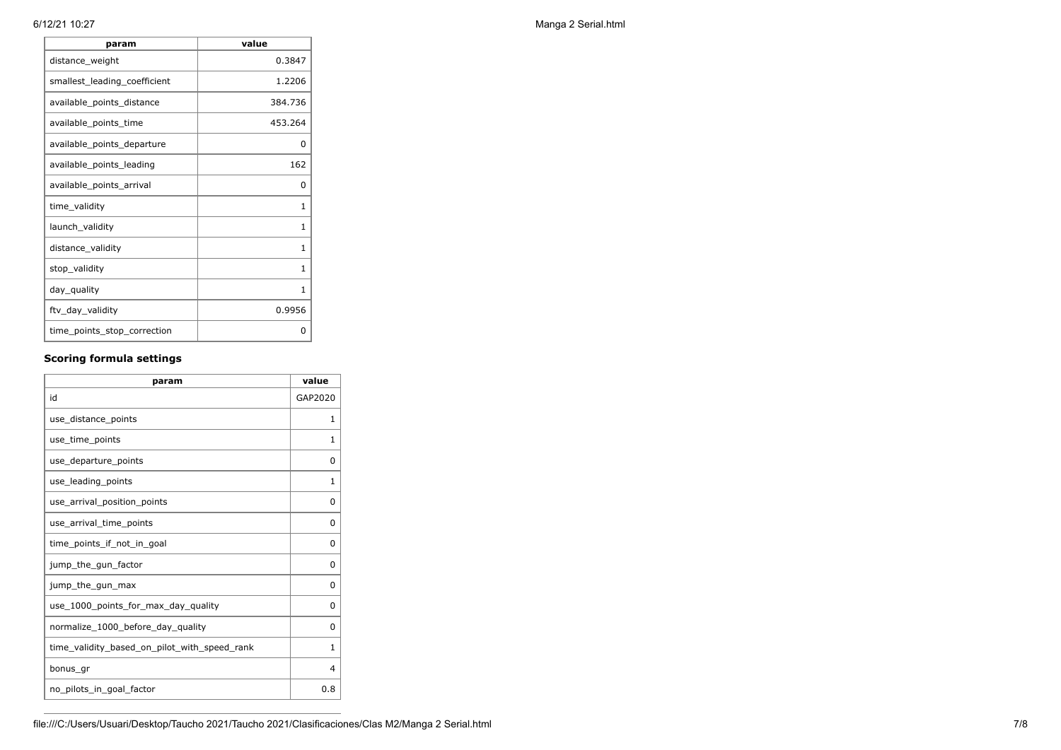| param | value |
|---|---|
| distance_weight | 0.3847 |
| smallest_leading_coefficient | 1.2206 |
| available_points_distance | 384.736 |
| available_points_time | 453.264 |
| available_points_departure | 0 |
| available_points_leading | 162 |
| available_points_arrival | 0 |
| time_validity | 1 |
| launch_validity | 1 |
| distance_validity | 1 |
| stop_validity | 1 |
| day_quality | 1 |
| ftv_day_validity | 0.9956 |
| time_points_stop_correction | 0 |

### Scoring formula settings

| param | value |
|---|---|
| id | GAP2020 |
| use_distance_points | 1 |
| use_time_points | 1 |
| use_departure_points | 0 |
| use_leading_points | 1 |
| use_arrival_position_points | 0 |
| use_arrival_time_points | 0 |
| time_points_if_not_in_goal | 0 |
| jump_the_gun_factor | 0 |
| jump_the_gun_max | 0 |
| use_1000_points_for_max_day_quality | 0 |
| normalize_1000_before_day_quality | 0 |
| time_validity_based_on_pilot_with_speed_rank | 1 |
| bonus_gr | 4 |
| no_pilots_in_goal_factor | 0.8 |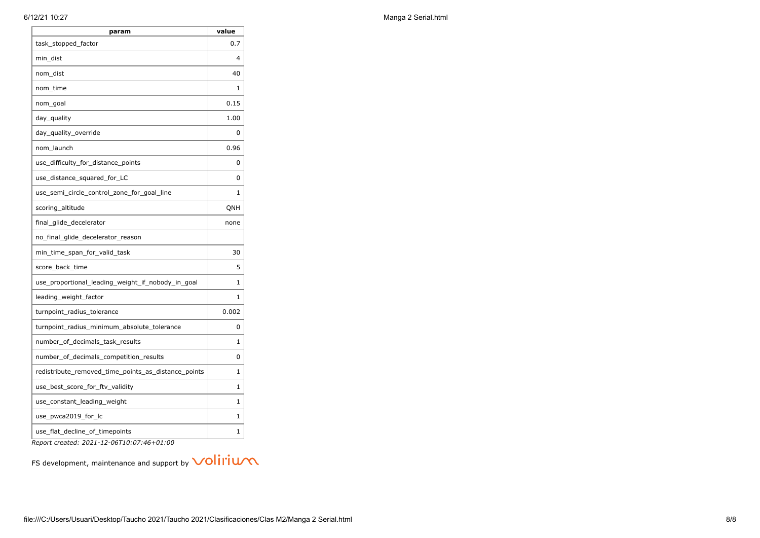| param | value |
|---|---|
| task_stopped_factor | 0.7 |
| min_dist | 4 |
| nom_dist | 40 |
| nom_time | 1 |
| nom_goal | 0.15 |
| day_quality | 1.00 |
| day_quality_override | 0 |
| nom_launch | 0.96 |
| use_difficulty_for_distance_points | 0 |
| use_distance_squared_for_LC | 0 |
| use_semi_circle_control_zone_for_goal_line | 1 |
| scoring_altitude | QNH |
| final_glide_decelerator | none |
| no_final_glide_decelerator_reason | |
| min_time_span_for_valid_task | 30 |
| score_back_time | 5 |
| use_proportional_leading_weight_if_nobody_in_goal | 1 |
| leading_weight_factor | 1 |
| turnpoint_radius_tolerance | 0.002 |
| turnpoint_radius_minimum_absolute_tolerance | 0 |
| number_of_decimals_task_results | 1 |
| number_of_decimals_competition_results | 0 |
| redistribute_removed_time_points_as_distance_points | 1 |
| use_best_score_for_ftv_validity | 1 |
| use_constant_leading_weight | 1 |
| use_pwca2019_for_lc | 1 |
| use_flat_decline_of_timepoints | 1 |

*Report created: 2021-12-06T10:07:46+01:00*

FS development, maintenance and support by volirium